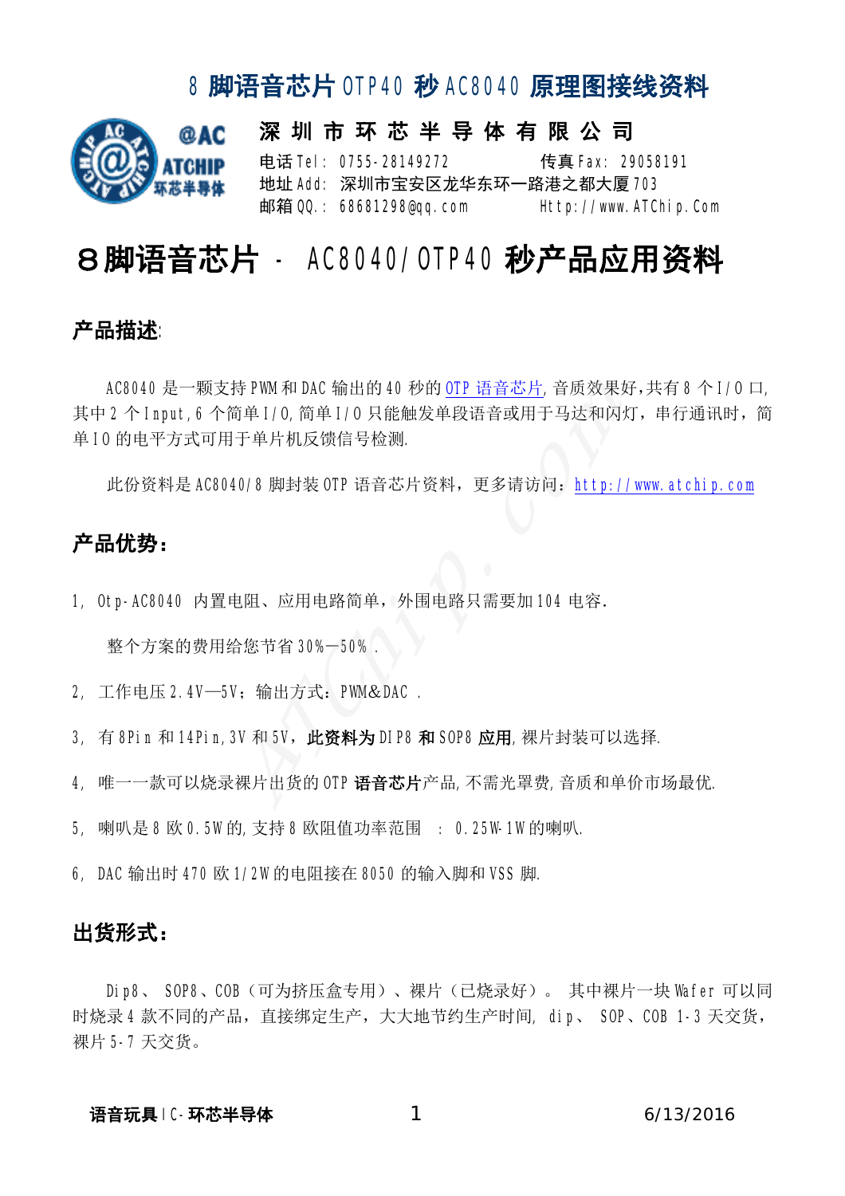# 8 脚语音芯片 OTP40 秒 AC8040 原理图接线资料

**深 圳 市 环 芯 半 导 体 有 限 公 司**

电话 Tel: 0755-28149272　　传真 Fax: 29058191

地址 Add: 深圳市宝安区龙华东环一路港之都大厦 703

邮箱 QQ.: 68681298@qq.com　　Http://www.ATChip.Com

# 8脚语音芯片 - AC8040/OTP40 秒产品应用资料

## 产品描述:

AC8040 是一颗支持 PWM 和 DAC 输出的 40 秒的 OTP 语音芯片,音质效果好,共有 8 个 I/O 口,其中 2 个 Input,6 个简单 I/O,简单 I/O 只能触发单段语音或用于马达和闪灯，串行通讯时，简单 IO 的电平方式可用于单片机反馈信号检测.

此份资料是 AC8040/8 脚封装 OTP 语音芯片资料，更多请访问：http://www.atchip.com

## 产品优势：

1, Otp-AC8040 内置电阻、应用电路简单，外围电路只需要加 104 电容.

整个方案的费用给您节省 30%—50% .

2, 工作电压 2.4V—5V；输出方式：PWM&DAC .

3, 有 8Pin 和 14Pin,3V 和 5V, **此资料为 DIP8 和 SOP8 应用**,裸片封装可以选择.

4, 唯一一款可以烧录裸片出货的 OTP **语音芯片**产品,不需光罩费,音质和单价市场最优.

5, 喇叭是 8 欧 0.5W 的,支持 8 欧阻值功率范围　: 0.25W-1W 的喇叭.

6, DAC 输出时 470 欧 1/2W 的电阻接在 8050 的输入脚和 VSS 脚.

## 出货形式：

Dip8、 SOP8、COB（可为挤压盒专用）、裸片（已烧录好）。 其中裸片一块 Wafer 可以同时烧录 4 款不同的产品，直接绑定生产，大大地节约生产时间, dip、 SOP、COB 1-3 天交货，裸片 5-7 天交货。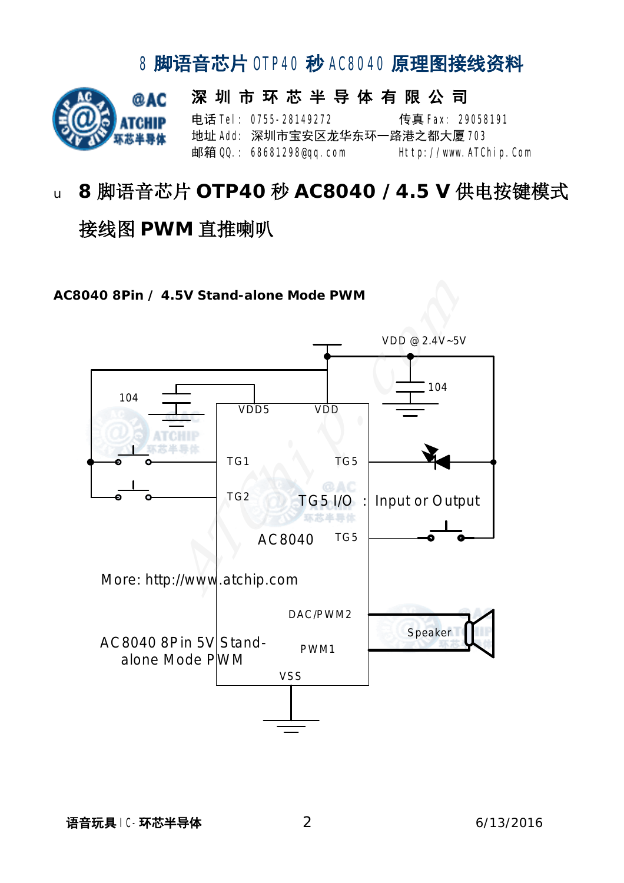- **8 脚语音芯片 OTP40 秒 AC8040 / 4.5 V 供电按键模式接线图 PWM 直推喇叭**

**AC8040 8Pin / 4.5V Stand-alone Mode PWM**

VDD @ 2.4V~5V

104

104

VDD5 VDD

TG1 TG5

TG2 TG5 I/O : Input or Output

AC8040 TG5

More: http://www.atchip.com

DAC/PWM2

Speaker

AC8040 8Pin 5V Stand-alone Mode PWM

PWM1

VSS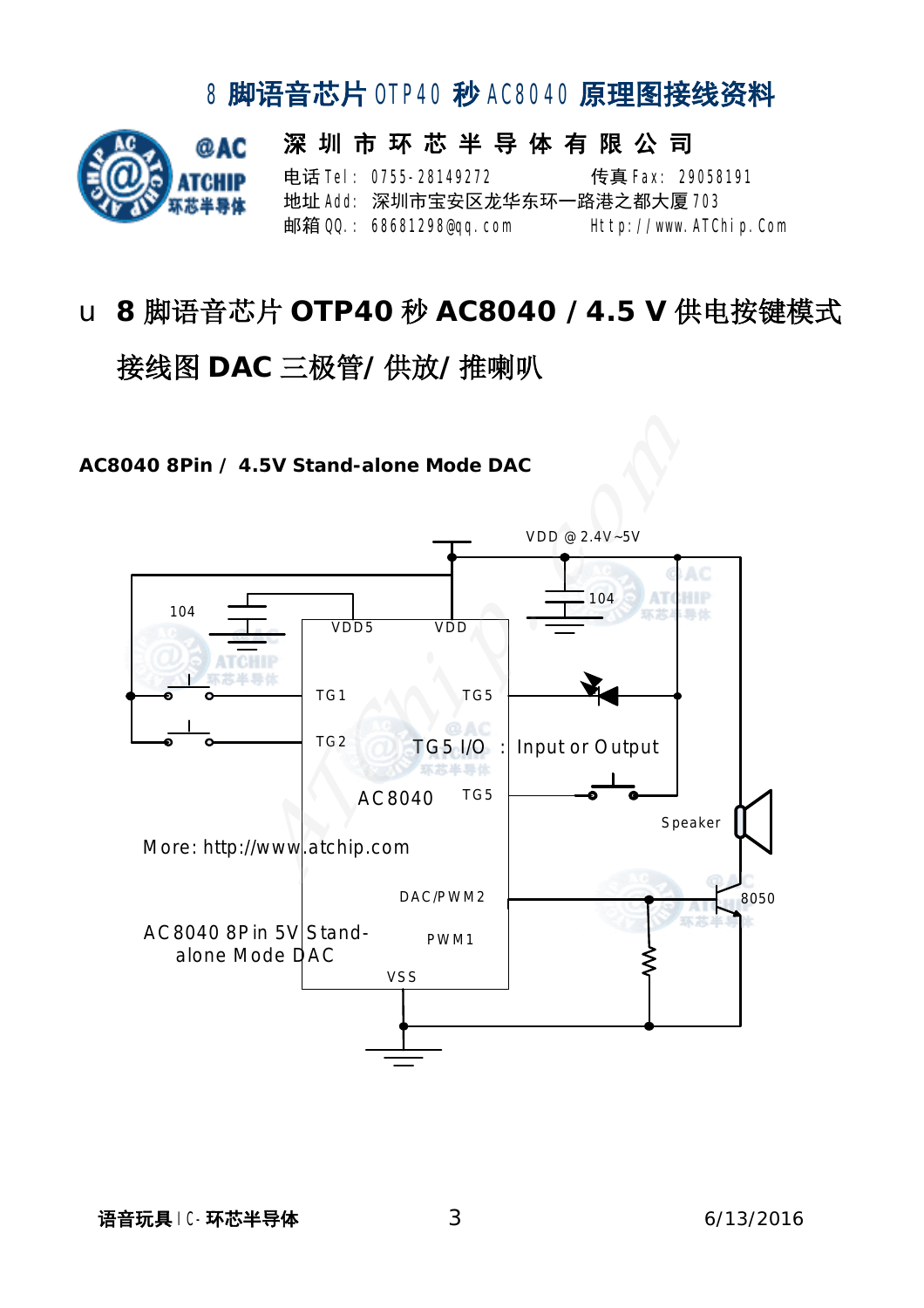- **8 脚语音芯片 OTP40 秒 AC8040 / 4.5 V 供电按键模式接线图 DAC 三极管/ 供放/ 推喇叭**

**AC8040 8Pin / 4.5V Stand-alone Mode DAC**

VDD @ 2.4V~5V

104

104

VDD5 VDD

TG1 TG5

TG2

TG5 I/O : Input or Output

AC8040 TG5

Speaker

More: http://www.atchip.com

DAC/PWM2

8050

AC8040 8Pin 5V Stand-alone Mode DAC

PWM1

VSS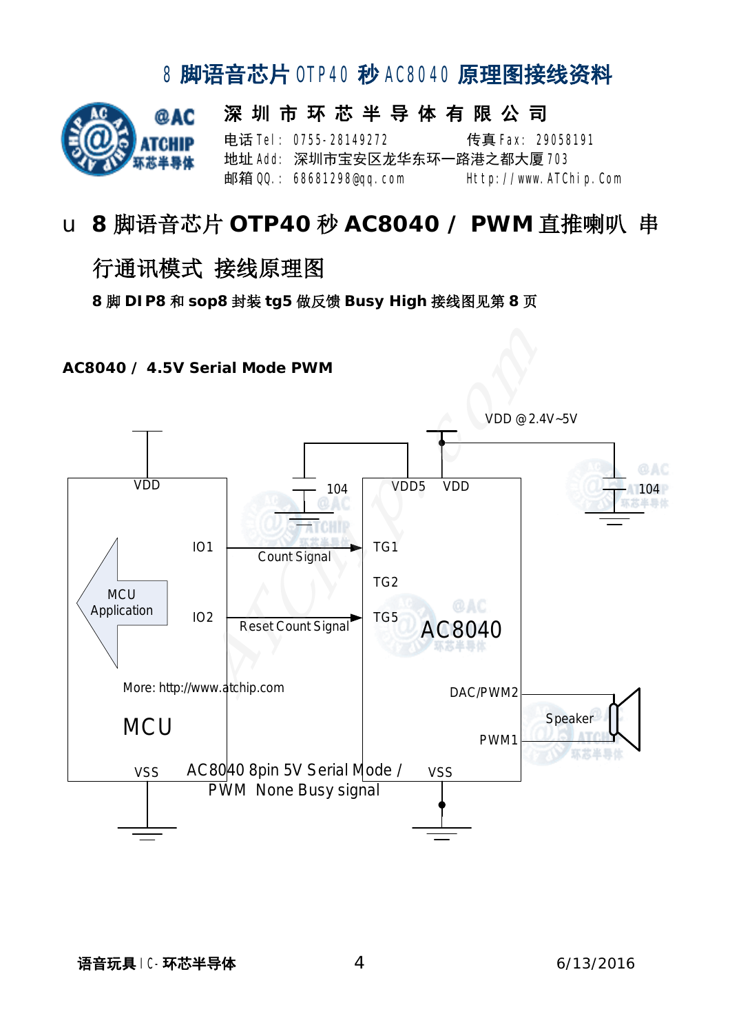# 8 脚语音芯片OTP40 秒AC8040 原理图接线资料

**深 圳 市 环 芯 半 导 体 有 限 公 司**

电话Tel: 0755-28149272　　传真Fax: 29058191
地址Add: 深圳市宝安区龙华东环一路港之都大厦703
邮箱QQ.: 68681298@qq.com　　Http://www.ATChip.Com

## 8 脚语音芯片 OTP40 秒 AC8040 / PWM 直推喇叭 串行通讯模式 接线原理图

**8 脚 DIP8 和 sop8 封装 tg5 做反馈 Busy High 接线图见第 8 页**

**AC8040 / 4.5V Serial Mode PWM**

VDD @2.4V~5V

VDD　104　VDD5　VDD　104

IO1 → Count Signal → TG1

TG2

IO2 → Reset Count Signal → TG5

MCU Application

AC8040

More: http://www.atchip.com

DAC/PWM2　Speaker

MCU

PWM1

VSS　VSS

AC8040 8pin 5V Serial Mode / PWM None Busy signal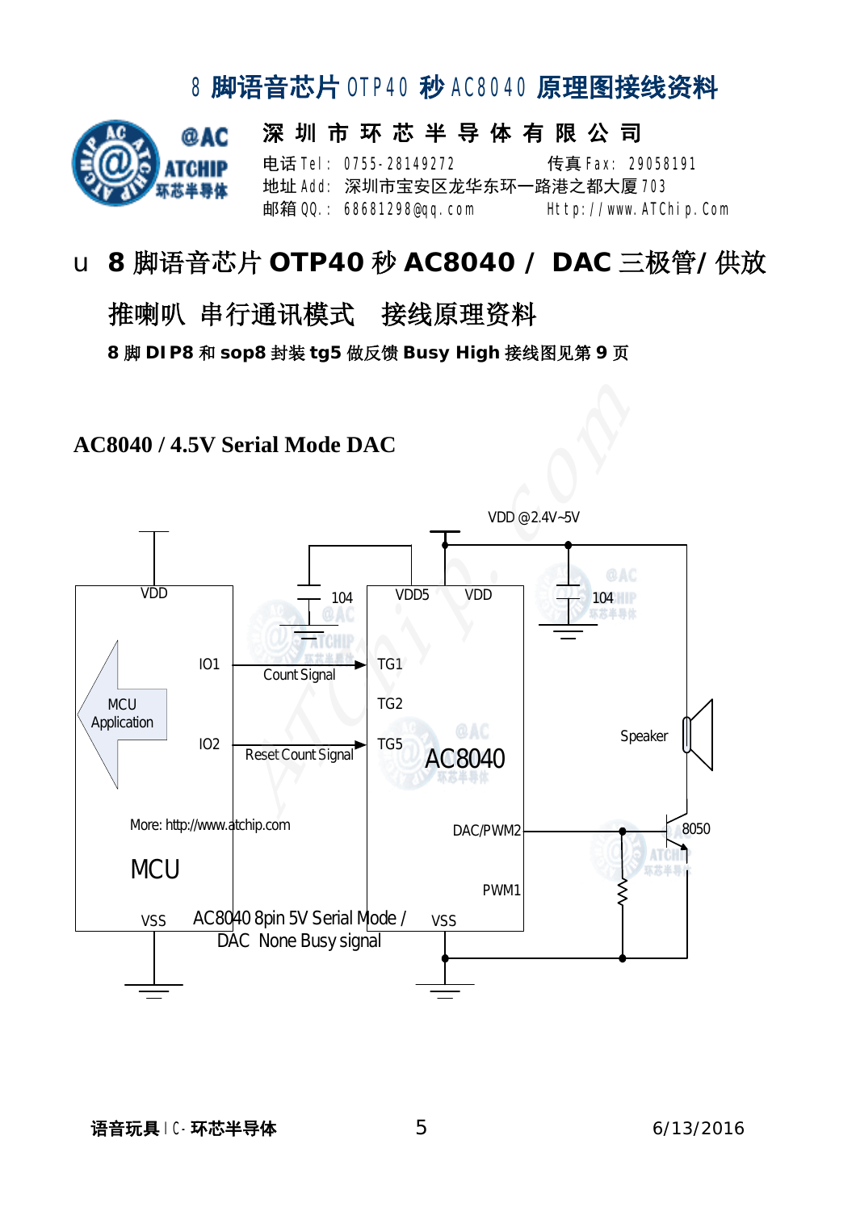# 8 脚语音芯片 OTP40 秒 AC8040 原理图接线资料

**深 圳 市 环 芯 半 导 体 有 限 公 司**

电话 Tel: 0755-28149272　　传真 Fax: 29058191
地址 Add: 深圳市宝安区龙华东环一路港之都大厦 703
邮箱 QQ.: 68681298@qq.com　　Http://www.ATChip.Com

## u 8 脚语音芯片 OTP40 秒 AC8040 / DAC 三极管/ 供放推喇叭 串行通讯模式 接线原理资料

**8 脚 DIP8 和 sop8 封装 tg5 做反馈 Busy High 接线图见第 9 页**

### AC8040 / 4.5V Serial Mode DAC

VDD @2.4V~5V

MCU: VDD, IO1, IO2, VSS — MCU Application — More: http://www.atchip.com

IO1 → Count Signal → TG1
IO2 → Reset Count Signal → TG5

AC8040: VDD5, VDD, TG1, TG2, TG5, DAC/PWM2, PWM1, VSS

104 capacitors; Speaker; 8050

AC8040 8pin 5V Serial Mode / DAC None Busy signal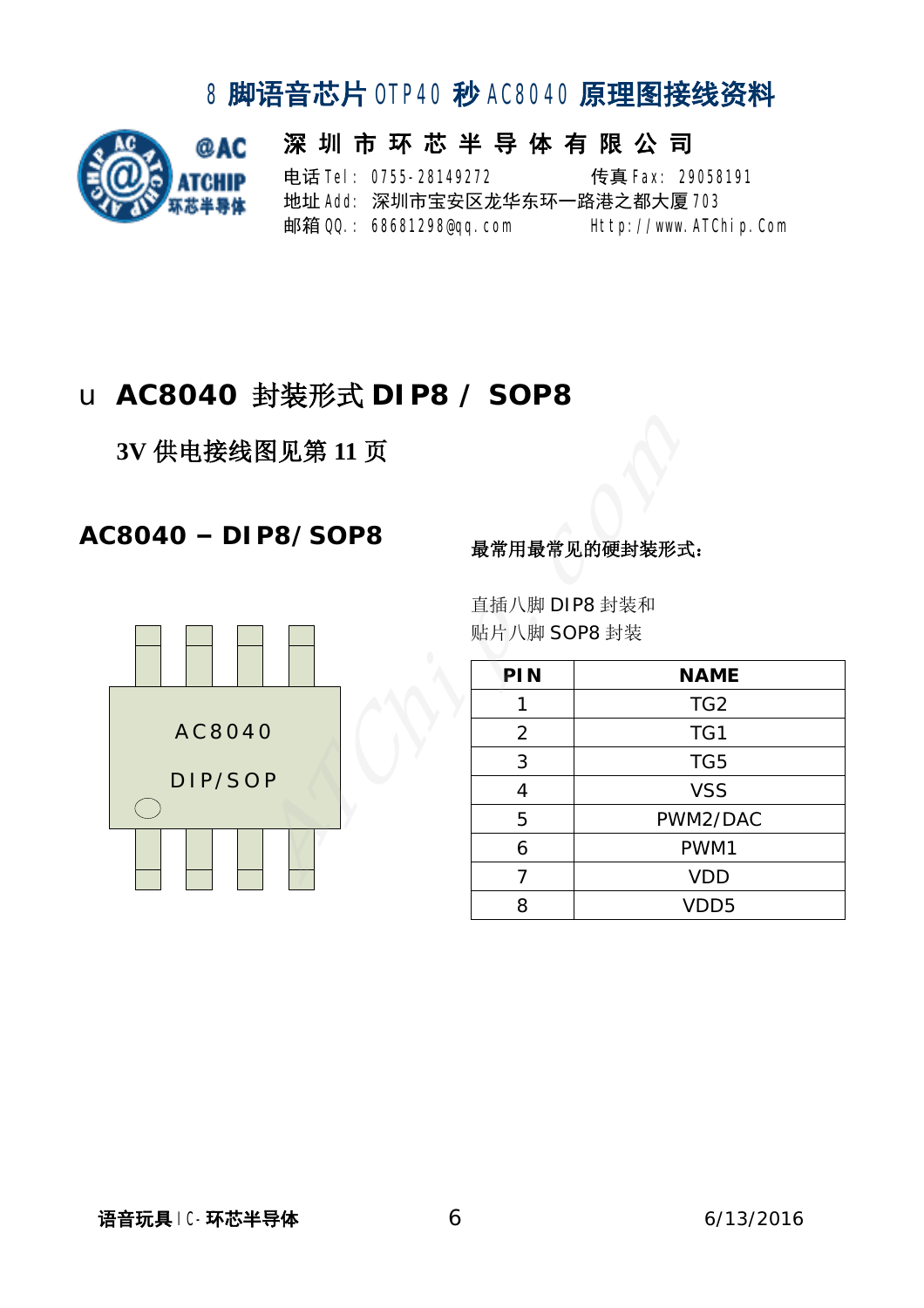# 8 脚语音芯片 OTP40 秒 AC8040 原理图接线资料

**深 圳 市 环 芯 半 导 体 有 限 公 司**

电话 Tel: 0755-28149272　　传真 Fax: 29058191
地址 Add: 深圳市宝安区龙华东环一路港之都大厦 703
邮箱 QQ.: 68681298@qq.com　　Http://www.ATChip.Com

## u AC8040 封装形式 DIP8 / SOP8

**3V 供电接线图见第 11 页**

### AC8040 – DIP8/SOP8

AC8040

DIP/SOP

**最常用最常见的硬封装形式:**

直插八脚 DIP8 封装和
贴片八脚 SOP8 封装

| PIN | NAME |
|---|---|
| 1 | TG2 |
| 2 | TG1 |
| 3 | TG5 |
| 4 | VSS |
| 5 | PWM2/DAC |
| 6 | PWM1 |
| 7 | VDD |
| 8 | VDD5 |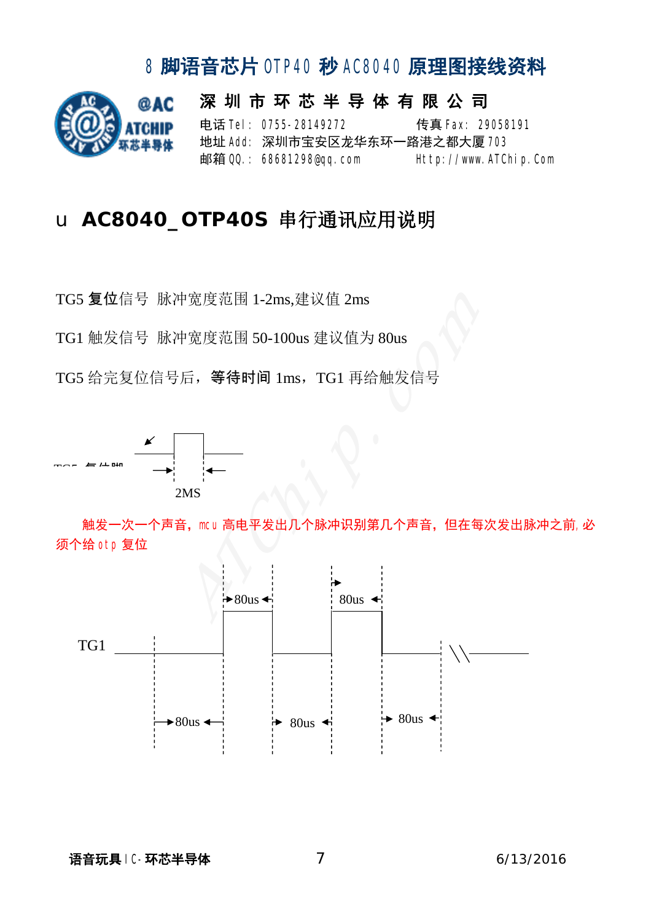# 8 脚语音芯片 OTP40 秒 AC8040 原理图接线资料

**深 圳 市 环 芯 半 导 体 有 限 公 司**

电话 Tel: 0755-28149272　　传真 Fax: 29058191
地址 Add: 深圳市宝安区龙华东环一路港之都大厦 703
邮箱 QQ.: 68681298@qq.com　　Http://www.ATChip.Com

## AC8040_OTP40S 串行通讯应用说明

TG5 **复位**信号 脉冲宽度范围 1-2ms,建议值 2ms

TG1 触发信号 脉冲宽度范围 50-100us 建议值为 80us

TG5 给完复位信号后，**等待时间** 1ms，TG1 再给触发信号

TG5 复位脚

2MS

触发一次一个声音，mcu 高电平发出几个脉冲识别第几个声音，但在每次发出脉冲之前，必须个给 otp 复位

TG1

80us　80us　80us　80us　80us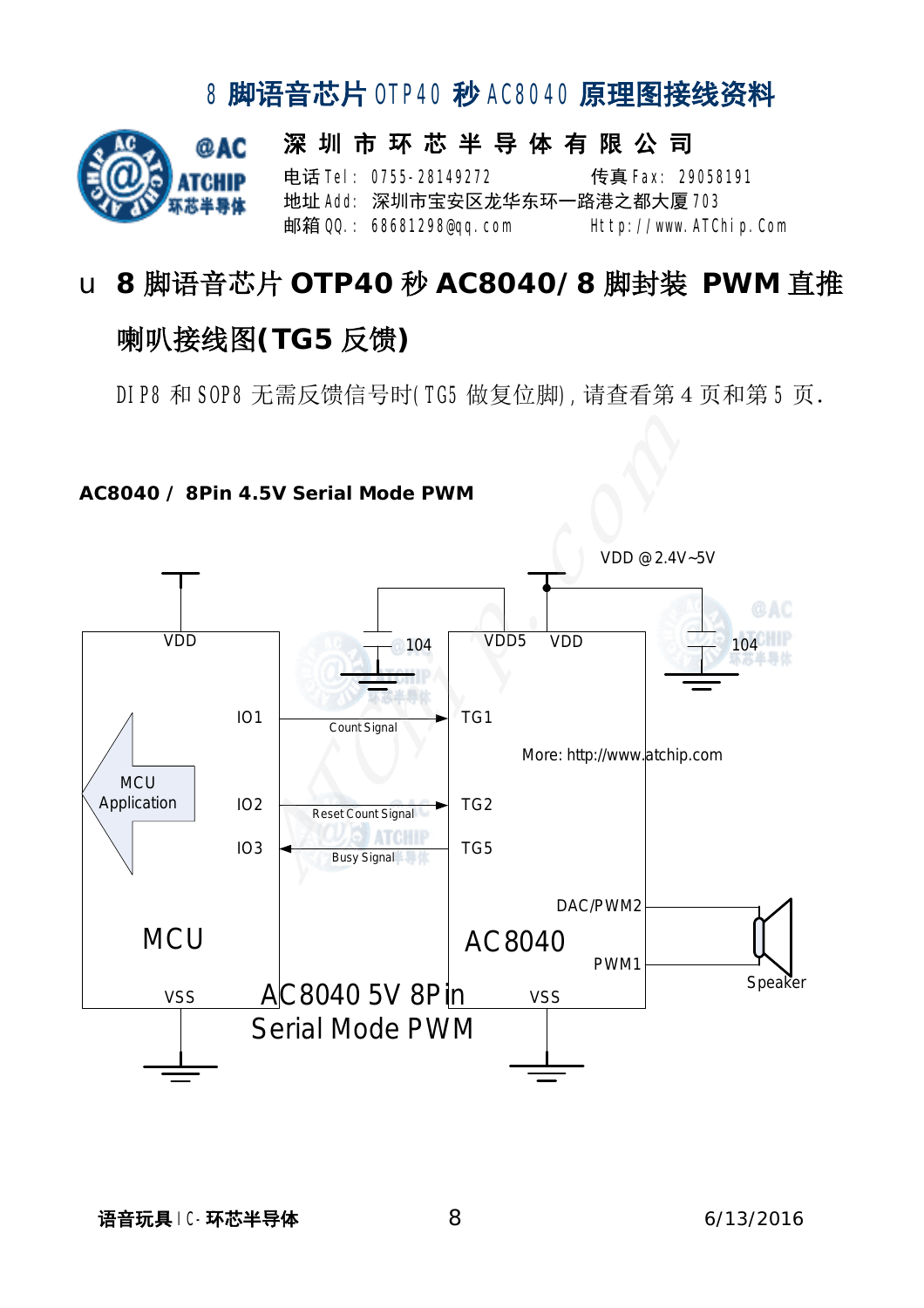# 8 脚语音芯片 OTP40 秒 AC8040 原理图接线资料

**深 圳 市 环 芯 半 导 体 有 限 公 司**

电话 Tel: 0755-28149272　　传真 Fax: 29058191
地址 Add: 深圳市宝安区龙华东环一路港之都大厦 703
邮箱 QQ.: 68681298@qq.com　　Http://www.ATChip.Com

## 8 脚语音芯片 OTP40 秒 AC8040/ 8 脚封装 PWM 直推喇叭接线图(TG5 反馈)

DIP8 和 SOP8 无需反馈信号时(TG5 做复位脚)，请查看第 4 页和第 5 页.

**AC8040 / 8Pin 4.5V Serial Mode PWM**

VDD @2.4V~5V

MCU: VDD, IO1, IO2, IO3, VSS — MCU Application

AC8040: VDD5, VDD, TG1, TG2, TG5, DAC/PWM2, PWM1, VSS

IO1 → TG1: Count Signal
IO2 → TG2: Reset Count Signal
TG5 → IO3: Busy Signal

104 (capacitor on VDD5), 104 (capacitor on VDD)

DAC/PWM2, PWM1 → Speaker

More: http://www.atchip.com

AC8040 5V 8Pin Serial Mode PWM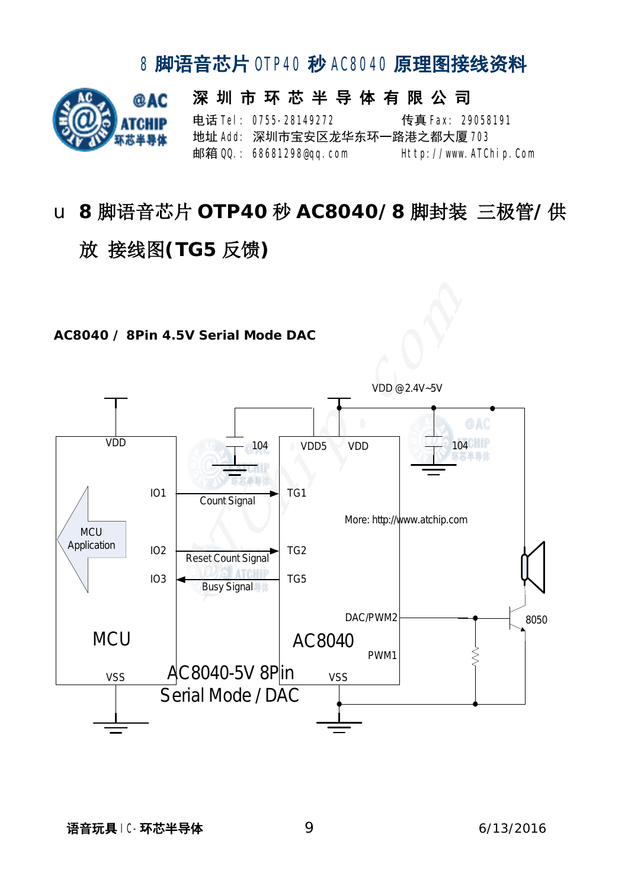# 8 脚语音芯片 OTP40 秒 AC8040 原理图接线资料

**深 圳 市 环 芯 半 导 体 有 限 公 司**

电话 Tel： 0755-28149272　　传真 Fax： 29058191
地址 Add： 深圳市宝安区龙华东环一路港之都大厦 703
邮箱 QQ.： 68681298@qq.com　　Http://www.ATChip.Com

## u 8 脚语音芯片 OTP40 秒 AC8040/ 8 脚封装 三极管/ 供放 接线图(TG5 反馈)

**AC8040 / 8Pin 4.5V Serial Mode DAC**

VDD @2.4V~5V

MCU: VDD, IO1, IO2, IO3, VSS, MCU Application

AC8040: VDD5, VDD, TG1, TG2, TG5, DAC/PWM2, PWM1, VSS

IO1 → TG1: Count Signal
IO2 → TG2: Reset Count Signal
TG5 → IO3: Busy Signal

104　104　8050

More: http://www.atchip.com

AC8040-5V 8Pin
Serial Mode / DAC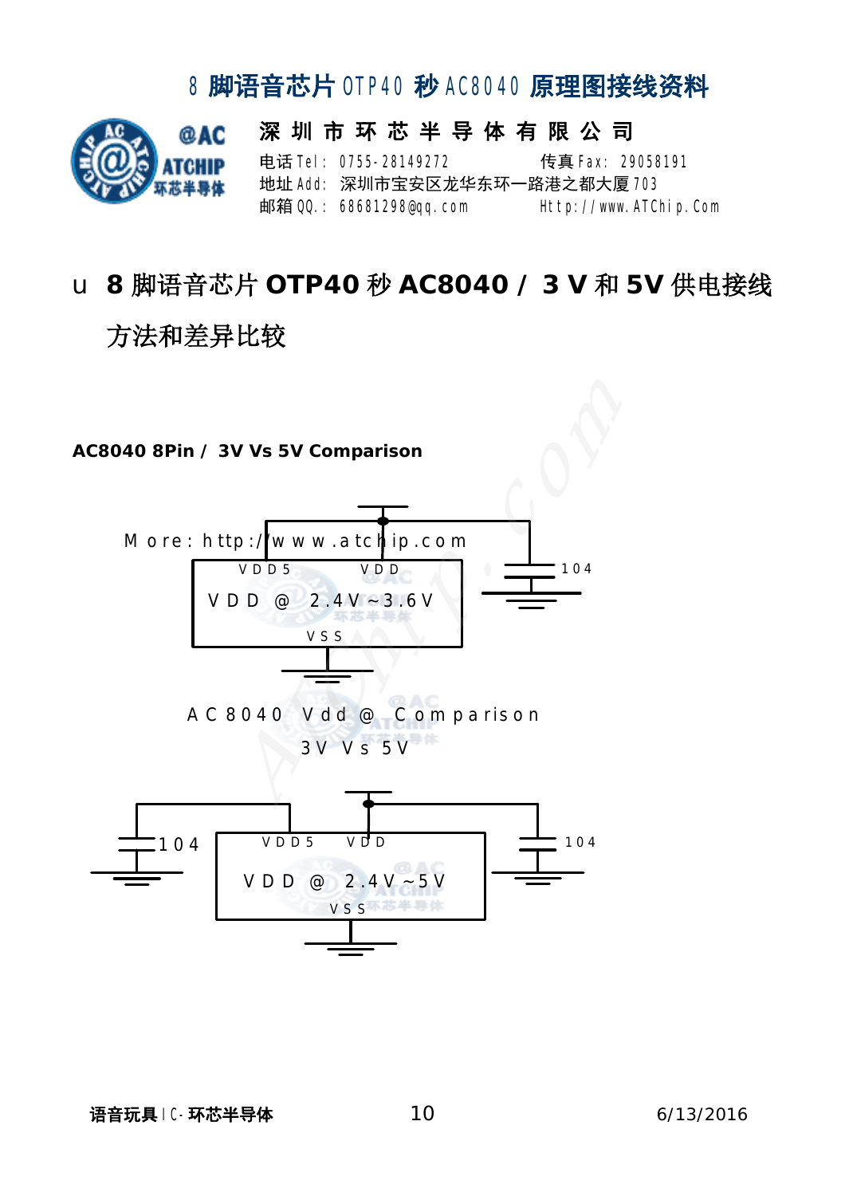# 8 脚语音芯片 OTP40 秒 AC8040 原理图接线资料

**深 圳 市 环 芯 半 导 体 有 限 公 司**

电话 Tel: 0755-28149272　　传真 Fax: 29058191
地址 Add: 深圳市宝安区龙华东环一路港之都大厦 703
邮箱 QQ.: 68681298@qq.com　　Http://www.ATChip.Com

## 8 脚语音芯片 OTP40 秒 AC8040 / 3 V 和 5V 供电接线方法和差异比较

**AC8040 8Pin / 3V Vs 5V Comparison**

More: http://www.atchip.com

VDD5　VDD
VDD @ 2.4V~3.6V
VSS
104

AC8040 Vdd @ Comparison
3V Vs 5V

104
VDD5　VDD
VDD @ 2.4V~5V
VSS
104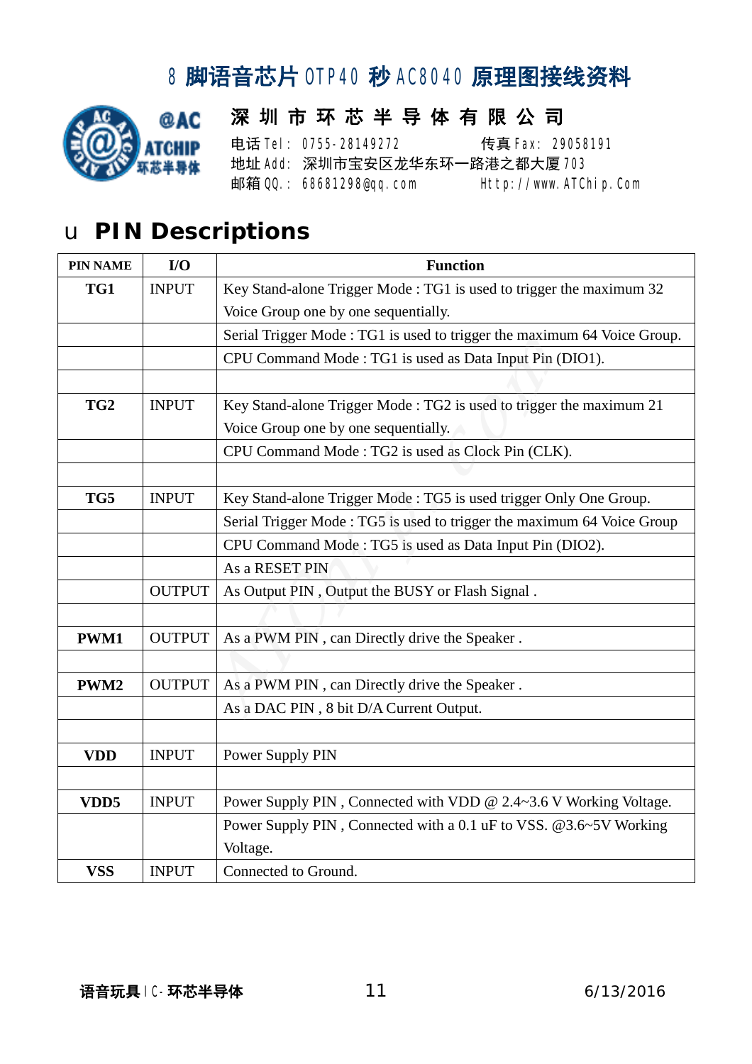# 8 脚语音芯片 OTP40 秒 AC8040 原理图接线资料

**深 圳 市 环 芯 半 导 体 有 限 公 司**

电话 Tel: 0755-28149272　　　传真 Fax: 29058191
地址 Add: 深圳市宝安区龙华东环一路港之都大厦 703
邮箱 QQ.: 68681298@qq.com　　　Http://www.ATChip.Com

## u PIN Descriptions

| PIN NAME | I/O | Function |
|---|---|---|
| **TG1** | INPUT | Key Stand-alone Trigger Mode : TG1 is used to trigger the maximum 32 Voice Group one by one sequentially. |
| | | Serial Trigger Mode : TG1 is used to trigger the maximum 64 Voice Group. |
| | | CPU Command Mode : TG1 is used as Data Input Pin (DIO1). |
| | | |
| **TG2** | INPUT | Key Stand-alone Trigger Mode : TG2 is used to trigger the maximum 21 Voice Group one by one sequentially. |
| | | CPU Command Mode : TG2 is used as Clock Pin (CLK). |
| | | |
| **TG5** | INPUT | Key Stand-alone Trigger Mode : TG5 is used trigger Only One Group. |
| | | Serial Trigger Mode : TG5 is used to trigger the maximum 64 Voice Group |
| | | CPU Command Mode : TG5 is used as Data Input Pin (DIO2). |
| | | As a RESET PIN |
| | OUTPUT | As Output PIN , Output the BUSY or Flash Signal . |
| | | |
| **PWM1** | OUTPUT | As a PWM PIN , can Directly drive the Speaker . |
| | | |
| **PWM2** | OUTPUT | As a PWM PIN , can Directly drive the Speaker . |
| | | As a DAC PIN , 8 bit D/A Current Output. |
| | | |
| **VDD** | INPUT | Power Supply PIN |
| | | |
| **VDD5** | INPUT | Power Supply PIN , Connected with VDD @ 2.4~3.6 V Working Voltage. |
| | | Power Supply PIN , Connected with a 0.1 uF to VSS. @3.6~5V Working Voltage. |
| **VSS** | INPUT | Connected to Ground. |